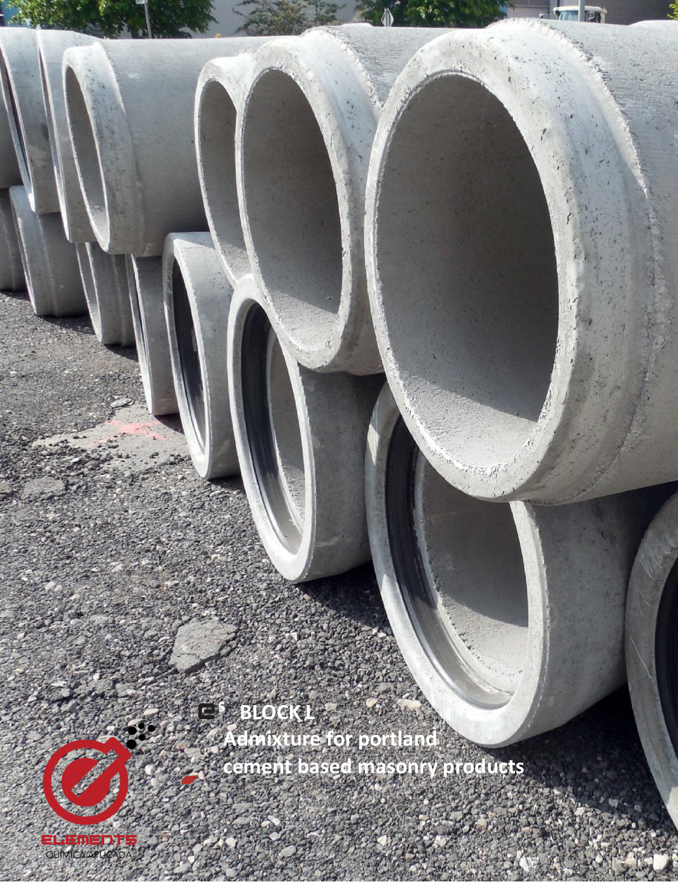# e[5] BLOCK L

## Admixture for portland cement based masonry products

ELEMENTS
QUÍMICA APLICADA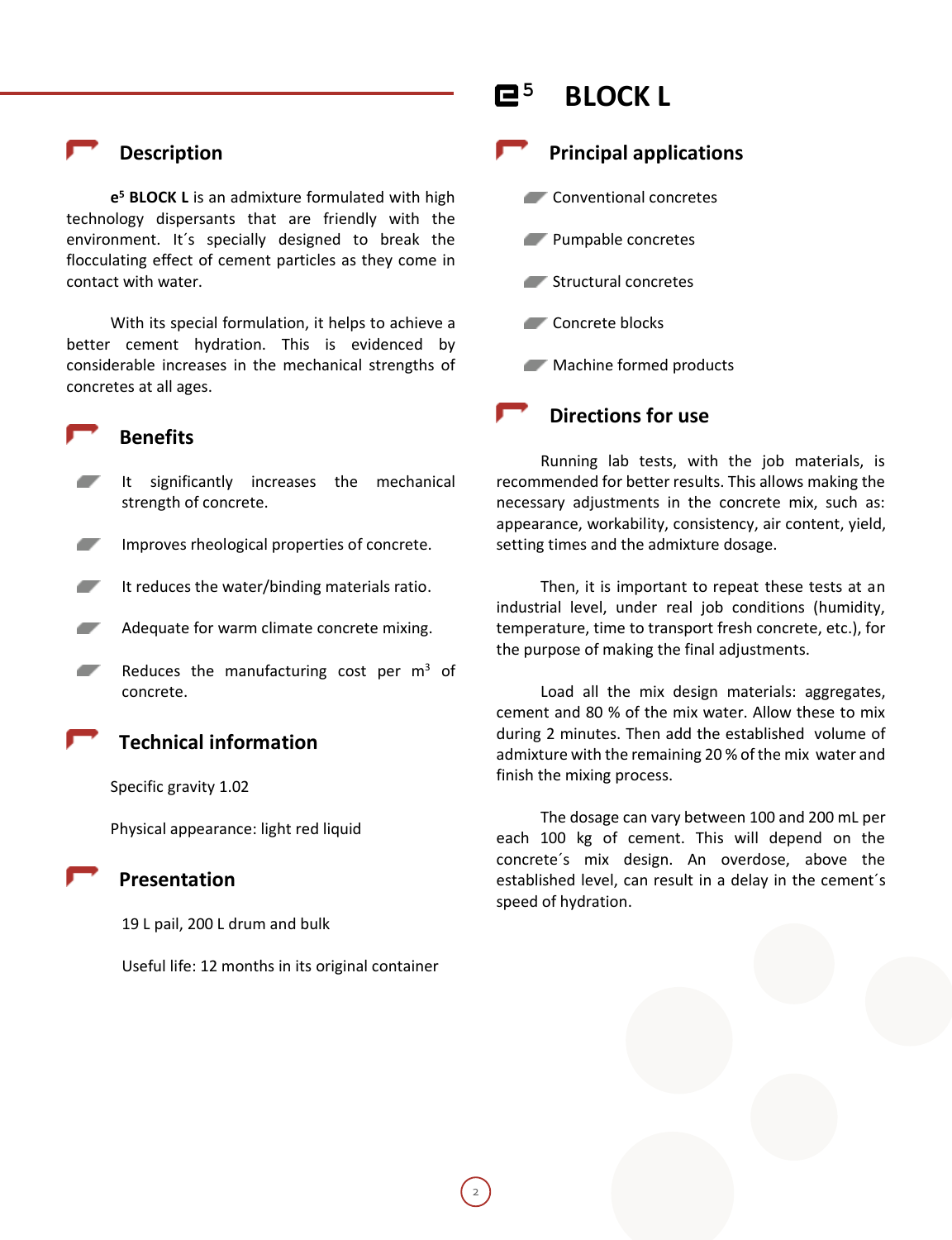# e5 BLOCK L

## Description

**e5 BLOCK L** is an admixture formulated with high technology dispersants that are friendly with the environment. It´s specially designed to break the flocculating effect of cement particles as they come in contact with water.

With its special formulation, it helps to achieve a better cement hydration. This is evidenced by considerable increases in the mechanical strengths of concretes at all ages.

## Benefits

- It significantly increases the mechanical strength of concrete.
- Improves rheological properties of concrete.
- It reduces the water/binding materials ratio.
- Adequate for warm climate concrete mixing.
- Reduces the manufacturing cost per $m^3$ of concrete.

## Technical information

Specific gravity 1.02

Physical appearance: light red liquid

## Presentation

19 L pail, 200 L drum and bulk

Useful life: 12 months in its original container

## Principal applications

- Conventional concretes
- Pumpable concretes
- Structural concretes
- Concrete blocks
- Machine formed products

## Directions for use

Running lab tests, with the job materials, is recommended for better results. This allows making the necessary adjustments in the concrete mix, such as: appearance, workability, consistency, air content, yield, setting times and the admixture dosage.

Then, it is important to repeat these tests at an industrial level, under real job conditions (humidity, temperature, time to transport fresh concrete, etc.), for the purpose of making the final adjustments.

Load all the mix design materials: aggregates, cement and 80 % of the mix water. Allow these to mix during 2 minutes. Then add the established volume of admixture with the remaining 20 % of the mix water and finish the mixing process.

The dosage can vary between 100 and 200 mL per each 100 kg of cement. This will depend on the concrete´s mix design. An overdose, above the established level, can result in a delay in the cement´s speed of hydration.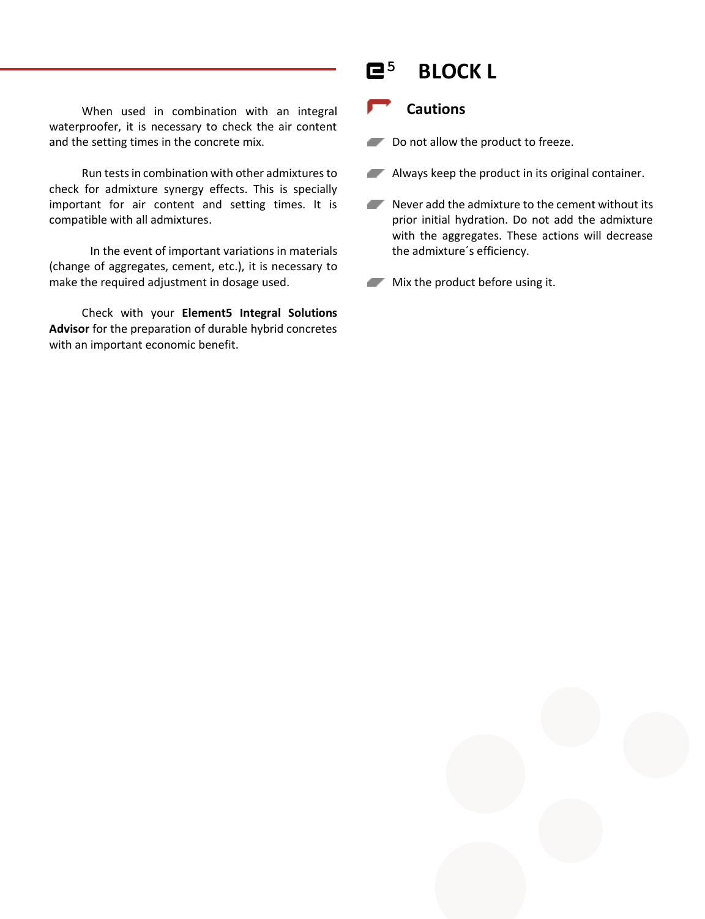When used in combination with an integral waterproofer, it is necessary to check the air content and the setting times in the concrete mix.

Run tests in combination with other admixtures to check for admixture synergy effects. This is specially important for air content and setting times. It is compatible with all admixtures.

In the event of important variations in materials (change of aggregates, cement, etc.), it is necessary to make the required adjustment in dosage used.

Check with your **Element5 Integral Solutions Advisor** for the preparation of durable hybrid concretes with an important economic benefit.

# BLOCK L

## Cautions

- Do not allow the product to freeze.
- Always keep the product in its original container.
- Never add the admixture to the cement without its prior initial hydration. Do not add the admixture with the aggregates. These actions will decrease the admixture´s efficiency.
- Mix the product before using it.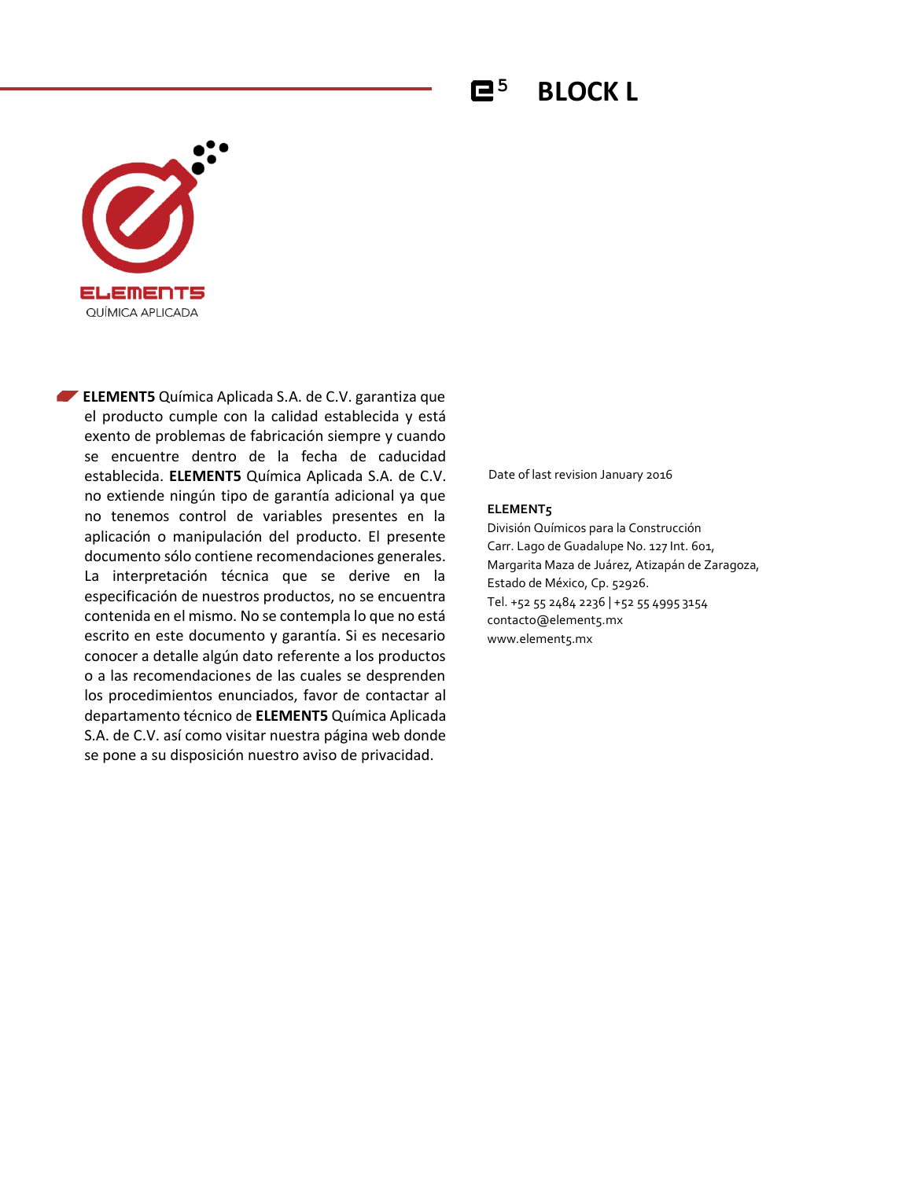ELEMENTS
QUÍMICA APLICADA

**ELEMENT5** Química Aplicada S.A. de C.V. garantiza que el producto cumple con la calidad establecida y está exento de problemas de fabricación siempre y cuando se encuentre dentro de la fecha de caducidad establecida. **ELEMENT5** Química Aplicada S.A. de C.V. no extiende ningún tipo de garantía adicional ya que no tenemos control de variables presentes en la aplicación o manipulación del producto. El presente documento sólo contiene recomendaciones generales. La interpretación técnica que se derive en la especificación de nuestros productos, no se encuentra contenida en el mismo. No se contempla lo que no está escrito en este documento y garantía. Si es necesario conocer a detalle algún dato referente a los productos o a las recomendaciones de las cuales se desprenden los procedimientos enunciados, favor de contactar al departamento técnico de **ELEMENT5** Química Aplicada S.A. de C.V. así como visitar nuestra página web donde se pone a su disposición nuestro aviso de privacidad.

Date of last revision January 2016

**ELEMENT5**
División Químicos para la Construcción
Carr. Lago de Guadalupe No. 127 Int. 601,
Margarita Maza de Juárez, Atizapán de Zaragoza,
Estado de México, Cp. 52926.
Tel. +52 55 2484 2236 | +52 55 4995 3154
contacto@element5.mx
www.element5.mx